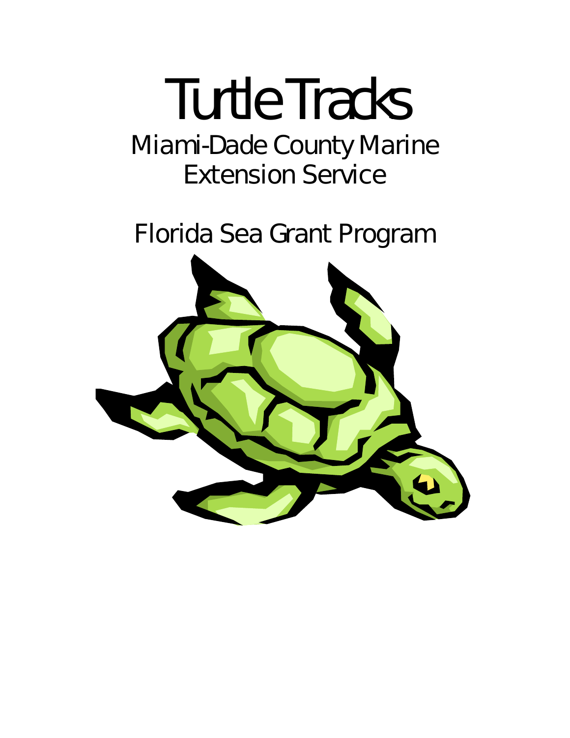# Turtle Tracks

## Miami-Dade County Marine Extension Service

## Florida Sea Grant Program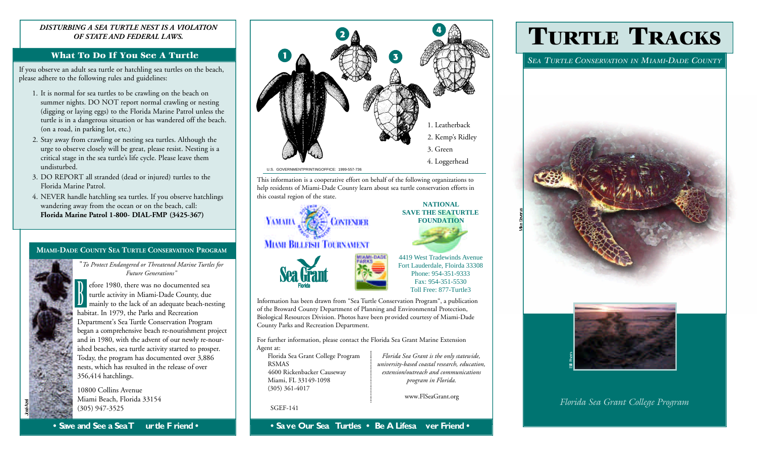***DISTURBING A SEA TURTLE NEST IS A VIOLATION OF STATE AND FEDERAL LAWS.***

## What To Do If You See A Turtle

If you observe an adult sea turtle or hatchling sea turtles on the beach, please adhere to the following rules and guidelines:

1. It is normal for sea turtles to be crawling on the beach on summer nights. DO NOT report normal crawling or nesting (digging or laying eggs) to the Florida Marine Patrol unless the turtle is in a dangerous situation or has wandered off the beach. (on a road, in parking lot, etc.)
2. Stay away from crawling or nesting sea turtles. Although the urge to observe closely will be great, please resist. Nesting is a critical stage in the sea turtle's life cycle. Please leave them undisturbed.
3. DO REPORT all stranded (dead or injured) turtles to the Florida Marine Patrol.
4. NEVER handle hatchling sea turtles. If you observe hatchlings wandering away from the ocean or on the beach, call: **Florida Marine Patrol 1-800- DIAL-FMP (3425-367)**

## Miami-Dade County Sea Turtle Conservation Program

"*To Protect Endangered or Threatened Marine Turtles for Future Generations*"

Before 1980, there was no documented sea turtle activity in Miami-Dade County, due mainly to the lack of an adequate beach-nesting habitat. In 1979, the Parks and Recreation Department's Sea Turtle Conservation Program began a comprehensive beach re-nourishment project and in 1980, with the advent of our newly re-nourished beaches, sea turtle activity started to prosper. Today, the program has documented over 3,886 nests, which has resulted in the release of over 356,414 hatchlings.

10800 Collins Avenue
Miami Beach, Florida 33154
(305) 947-3525

José Azel

**• Save and See a Sea Turtle Friend •**

1. Leatherback
2. Kemp's Ridley
3. Green
4. Loggerhead

U.S. GOVERNMENTPRINTINGOFFICE: 1999-557-736

This information is a cooperative effort on behalf of the following organizations to help residents of Miami-Dade County learn about sea turtle conservation efforts in this coastal region of the state.

Yamaha Contender Miami Billfish Tournament

Sea Grant Florida

Miami-Dade Parks

**NATIONAL SAVE THE SEATURTLE FOUNDATION**

4419 West Tradewinds Avenue
Fort Lauderdale, Floirda 33308
Phone: 954-351-9333
Fax: 954-351-5530
Toll Free: 877-Turtle3

Information has been drawn from "Sea Turtle Conservation Program", a publication of the Broward County Department of Planning and Environmental Protection, Biological Resources Division. Photos have been provided courtesy of Miami-Dade County Parks and Recreation Department.

For further information, please contact the Florida Sea Grant Marine Extension Agent at:

Florida Sea Grant College Program
RSMAS
4600 Rickenbacker Causeway
Miami, FL 33149-1098
(305) 361-4017

*Florida Sea Grant is the only statewide, university-based coastal research, education, extension/outreach and communications program in Florida.*

www.FlSeaGrant.org

SGEF-141

**• Save Our Sea Turtles • Be A Lifesaver Friend •**

# Turtle Tracks

*Sea Turtle Conservation in Miami-Dade County*

Mike Stevens

Bill Ahern

*Florida Sea Grant College Program*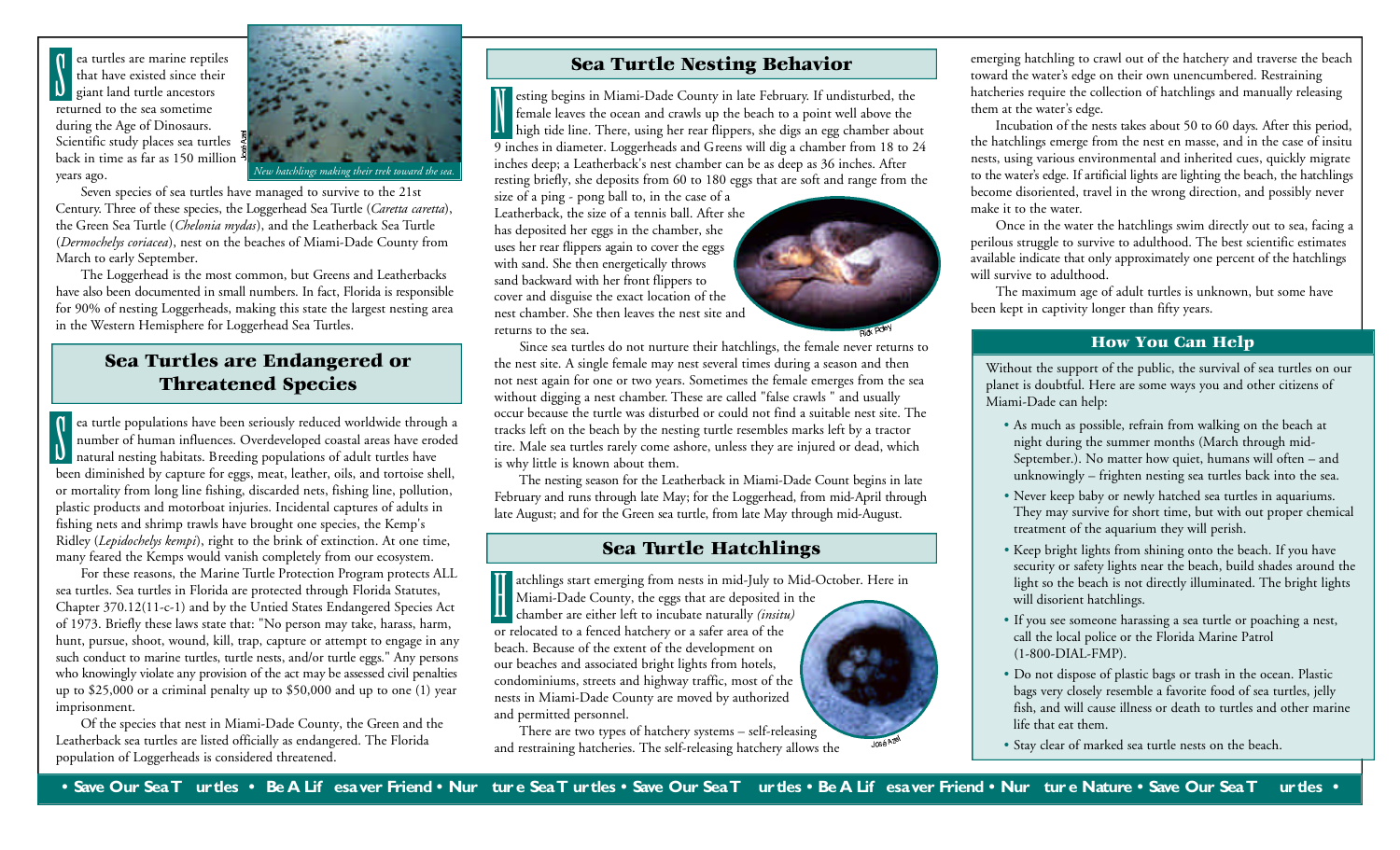Sea turtles are marine reptiles that have existed since their giant land turtle ancestors returned to the sea sometime during the Age of Dinosaurs. Scientific study places sea turtles back in time as far as 150 million years ago.

*New hatchlings making their trek toward the sea.*

Seven species of sea turtles have managed to survive to the 21st Century. Three of these species, the Loggerhead Sea Turtle (*Caretta caretta*), the Green Sea Turtle (*Chelonia mydas*), and the Leatherback Sea Turtle (*Dermochelys coriacea*), nest on the beaches of Miami-Dade County from March to early September.

The Loggerhead is the most common, but Greens and Leatherbacks have also been documented in small numbers. In fact, Florida is responsible for 90% of nesting Loggerheads, making this state the largest nesting area in the Western Hemisphere for Loggerhead Sea Turtles.

## Sea Turtles are Endangered or Threatened Species

Sea turtle populations have been seriously reduced worldwide through a number of human influences. Overdeveloped coastal areas have eroded natural nesting habitats. Breeding populations of adult turtles have been diminished by capture for eggs, meat, leather, oils, and tortoise shell, or mortality from long line fishing, discarded nets, fishing line, pollution, plastic products and motorboat injuries. Incidental captures of adults in fishing nets and shrimp trawls have brought one species, the Kemp's Ridley (*Lepidochelys kempi*), right to the brink of extinction. At one time, many feared the Kemps would vanish completely from our ecosystem.

For these reasons, the Marine Turtle Protection Program protects ALL sea turtles. Sea turtles in Florida are protected through Florida Statutes, Chapter 370.12(11-c-1) and by the Untied States Endangered Species Act of 1973. Briefly these laws state that: "No person may take, harass, harm, hunt, pursue, shoot, wound, kill, trap, capture or attempt to engage in any such conduct to marine turtles, turtle nests, and/or turtle eggs." Any persons who knowingly violate any provision of the act may be assessed civil penalties up to $25,000 or a criminal penalty up to $50,000 and up to one (1) year imprisonment.

Of the species that nest in Miami-Dade County, the Green and the Leatherback sea turtles are listed officially as endangered. The Florida population of Loggerheads is considered threatened.

## Sea Turtle Nesting Behavior

Nesting begins in Miami-Dade County in late February. If undisturbed, the female leaves the ocean and crawls up the beach to a point well above the high tide line. There, using her rear flippers, she digs an egg chamber about 9 inches in diameter. Loggerheads and Greens will dig a chamber from 18 to 24 inches deep; a Leatherback's nest chamber can be as deep as 36 inches. After resting briefly, she deposits from 60 to 180 eggs that are soft and range from the size of a ping - pong ball to, in the case of a Leatherback, the size of a tennis ball. After she has deposited her eggs in the chamber, she uses her rear flippers again to cover the eggs with sand. She then energetically throws sand backward with her front flippers to cover and disguise the exact location of the nest chamber. She then leaves the nest site and returns to the sea.

Since sea turtles do not nurture their hatchlings, the female never returns to the nest site. A single female may nest several times during a season and then not nest again for one or two years. Sometimes the female emerges from the sea without digging a nest chamber. These are called "false crawls " and usually occur because the turtle was disturbed or could not find a suitable nest site. The tracks left on the beach by the nesting turtle resembles marks left by a tractor tire. Male sea turtles rarely come ashore, unless they are injured or dead, which is why little is known about them.

The nesting season for the Leatherback in Miami-Dade Count begins in late February and runs through late May; for the Loggerhead, from mid-April through late August; and for the Green sea turtle, from late May through mid-August.

## Sea Turtle Hatchlings

Hatchlings start emerging from nests in mid-July to Mid-October. Here in Miami-Dade County, the eggs that are deposited in the chamber are either left to incubate naturally *(insitu)* or relocated to a fenced hatchery or a safer area of the beach. Because of the extent of the development on our beaches and associated bright lights from hotels, condominiums, streets and highway traffic, most of the nests in Miami-Dade County are moved by authorized and permitted personnel.

There are two types of hatchery systems – self-releasing and restraining hatcheries. The self-releasing hatchery allows the emerging hatchling to crawl out of the hatchery and traverse the beach toward the water's edge on their own unencumbered. Restraining hatcheries require the collection of hatchlings and manually releasing them at the water's edge.

Incubation of the nests takes about 50 to 60 days. After this period, the hatchlings emerge from the nest en masse, and in the case of insitu nests, using various environmental and inherited cues, quickly migrate to the water's edge. If artificial lights are lighting the beach, the hatchlings become disoriented, travel in the wrong direction, and possibly never make it to the water.

Once in the water the hatchlings swim directly out to sea, facing a perilous struggle to survive to adulthood. The best scientific estimates available indicate that only approximately one percent of the hatchlings will survive to adulthood.

The maximum age of adult turtles is unknown, but some have been kept in captivity longer than fifty years.

## How You Can Help

Without the support of the public, the survival of sea turtles on our planet is doubtful. Here are some ways you and other citizens of Miami-Dade can help:

- As much as possible, refrain from walking on the beach at night during the summer months (March through mid-September.). No matter how quiet, humans will often – and unknowingly – frighten nesting sea turtles back into the sea.
- Never keep baby or newly hatched sea turtles in aquariums. They may survive for short time, but with out proper chemical treatment of the aquarium they will perish.
- Keep bright lights from shining onto the beach. If you have security or safety lights near the beach, build shades around the light so the beach is not directly illuminated. The bright lights will disorient hatchlings.
- If you see someone harassing a sea turtle or poaching a nest, call the local police or the Florida Marine Patrol (1-800-DIAL-FMP).
- Do not dispose of plastic bags or trash in the ocean. Plastic bags very closely resemble a favorite food of sea turtles, jelly fish, and will cause illness or death to turtles and other marine life that eat them.
- Stay clear of marked sea turtle nests on the beach.

**• Save Our Sea Turtles • Be A Lifesaver Friend • Nurture Sea Turtles • Save Our Sea Turtles • Be A Lifesaver Friend • Nurture Nature • Save Our Sea Turtles •**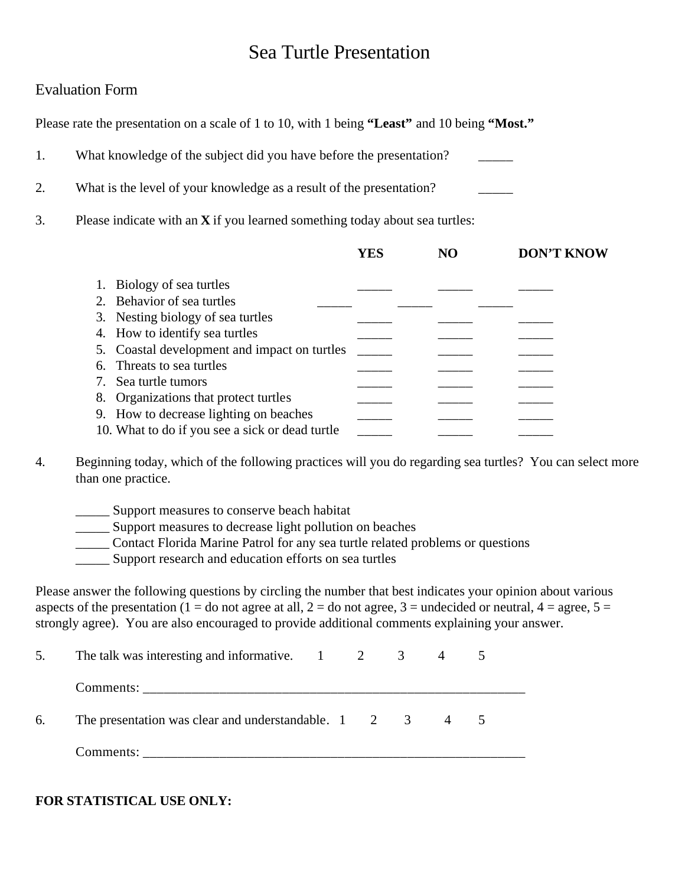# Sea Turtle Presentation

## Evaluation Form

Please rate the presentation on a scale of 1 to 10, with 1 being **"Least"** and 10 being **"Most."**

1. What knowledge of the subject did you have before the presentation? _____

2. What is the level of your knowledge as a result of the presentation? _____

3. Please indicate with an **X** if you learned something today about sea turtles:

| | **YES** | **NO** | **DON'T KNOW** |
|---|---|---|---|
| 1. Biology of sea turtles | _____ | _____ | _____ |
| 2. Behavior of sea turtles | _____ | _____ | _____ |
| 3. Nesting biology of sea turtles | _____ | _____ | _____ |
| 4. How to identify sea turtles | _____ | _____ | _____ |
| 5. Coastal development and impact on turtles | _____ | _____ | _____ |
| 6. Threats to sea turtles | _____ | _____ | _____ |
| 7. Sea turtle tumors | _____ | _____ | _____ |
| 8. Organizations that protect turtles | _____ | _____ | _____ |
| 9. How to decrease lighting on beaches | _____ | _____ | _____ |
| 10. What to do if you see a sick or dead turtle | _____ | _____ | _____ |

4. Beginning today, which of the following practices will you do regarding sea turtles? You can select more than one practice.

_____ Support measures to conserve beach habitat
_____ Support measures to decrease light pollution on beaches
_____ Contact Florida Marine Patrol for any sea turtle related problems or questions
_____ Support research and education efforts on sea turtles

Please answer the following questions by circling the number that best indicates your opinion about various aspects of the presentation (1 = do not agree at all, 2 = do not agree, 3 = undecided or neutral, 4 = agree, 5 = strongly agree). You are also encouraged to provide additional comments explaining your answer.

5. The talk was interesting and informative. 1 2 3 4 5

Comments: ___________________________________________________________

6. The presentation was clear and understandable. 1 2 3 4 5

Comments: ___________________________________________________________

**FOR STATISTICAL USE ONLY:**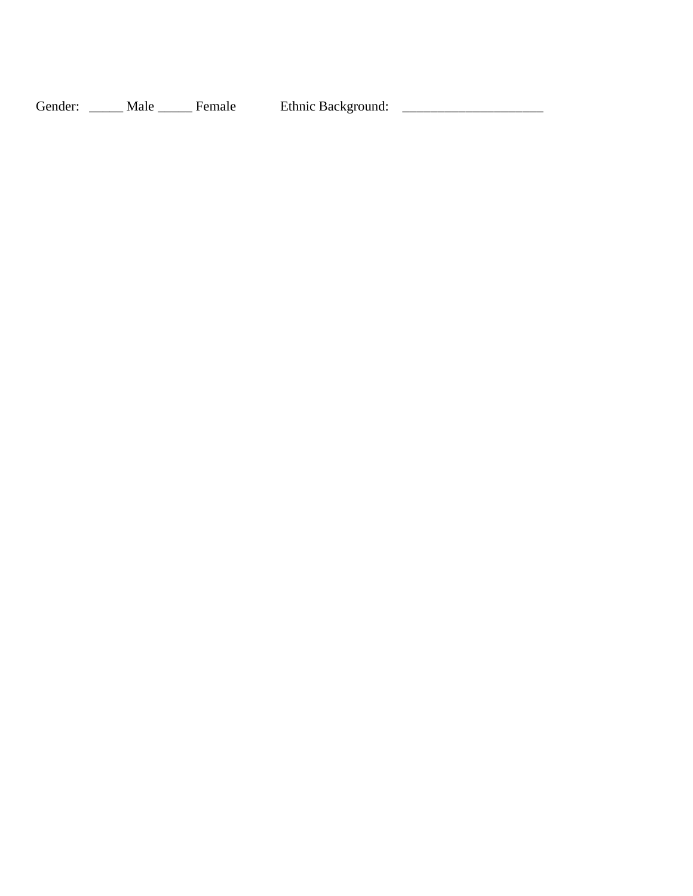Gender: _____ Male _____ Female Ethnic Background: ____________________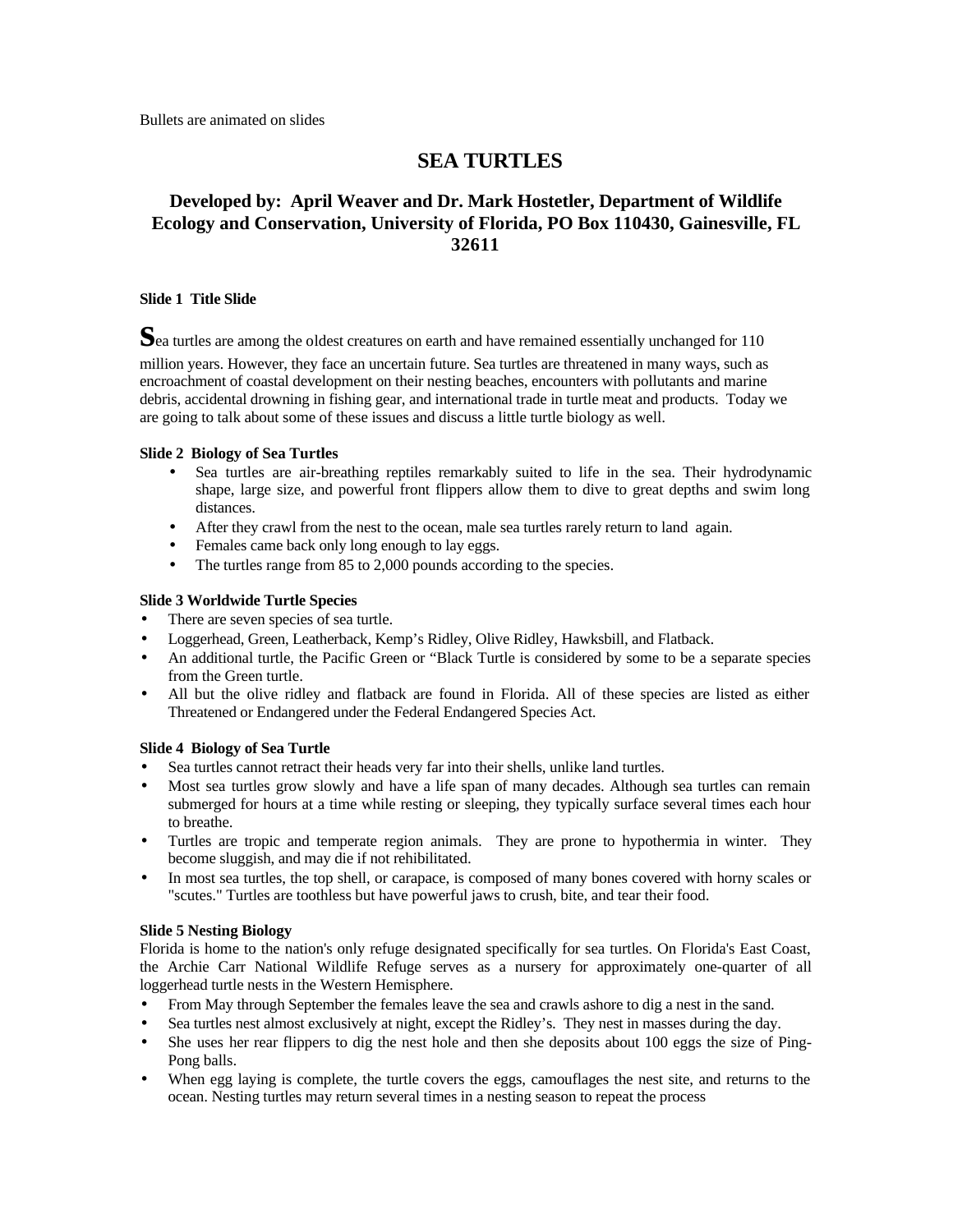Bullets are animated on slides

# SEA TURTLES

## Developed by: April Weaver and Dr. Mark Hostetler, Department of Wildlife Ecology and Conservation, University of Florida, PO Box 110430, Gainesville, FL 32611

**Slide 1 Title Slide**

**S**ea turtles are among the oldest creatures on earth and have remained essentially unchanged for 110 million years. However, they face an uncertain future. Sea turtles are threatened in many ways, such as encroachment of coastal development on their nesting beaches, encounters with pollutants and marine debris, accidental drowning in fishing gear, and international trade in turtle meat and products. Today we are going to talk about some of these issues and discuss a little turtle biology as well.

**Slide 2 Biology of Sea Turtles**

- Sea turtles are air-breathing reptiles remarkably suited to life in the sea. Their hydrodynamic shape, large size, and powerful front flippers allow them to dive to great depths and swim long distances.
- After they crawl from the nest to the ocean, male sea turtles rarely return to land again.
- Females came back only long enough to lay eggs.
- The turtles range from 85 to 2,000 pounds according to the species.

**Slide 3 Worldwide Turtle Species**

- There are seven species of sea turtle.
- Loggerhead, Green, Leatherback, Kemp's Ridley, Olive Ridley, Hawksbill, and Flatback.
- An additional turtle, the Pacific Green or "Black Turtle is considered by some to be a separate species from the Green turtle.
- All but the olive ridley and flatback are found in Florida. All of these species are listed as either Threatened or Endangered under the Federal Endangered Species Act.

**Slide 4 Biology of Sea Turtle**

- Sea turtles cannot retract their heads very far into their shells, unlike land turtles.
- Most sea turtles grow slowly and have a life span of many decades. Although sea turtles can remain submerged for hours at a time while resting or sleeping, they typically surface several times each hour to breathe.
- Turtles are tropic and temperate region animals. They are prone to hypothermia in winter. They become sluggish, and may die if not rehibilitated.
- In most sea turtles, the top shell, or carapace, is composed of many bones covered with horny scales or "scutes." Turtles are toothless but have powerful jaws to crush, bite, and tear their food.

**Slide 5 Nesting Biology**

Florida is home to the nation's only refuge designated specifically for sea turtles. On Florida's East Coast, the Archie Carr National Wildlife Refuge serves as a nursery for approximately one-quarter of all loggerhead turtle nests in the Western Hemisphere.

- From May through September the females leave the sea and crawls ashore to dig a nest in the sand.
- Sea turtles nest almost exclusively at night, except the Ridley's. They nest in masses during the day.
- She uses her rear flippers to dig the nest hole and then she deposits about 100 eggs the size of Ping-Pong balls.
- When egg laying is complete, the turtle covers the eggs, camouflages the nest site, and returns to the ocean. Nesting turtles may return several times in a nesting season to repeat the process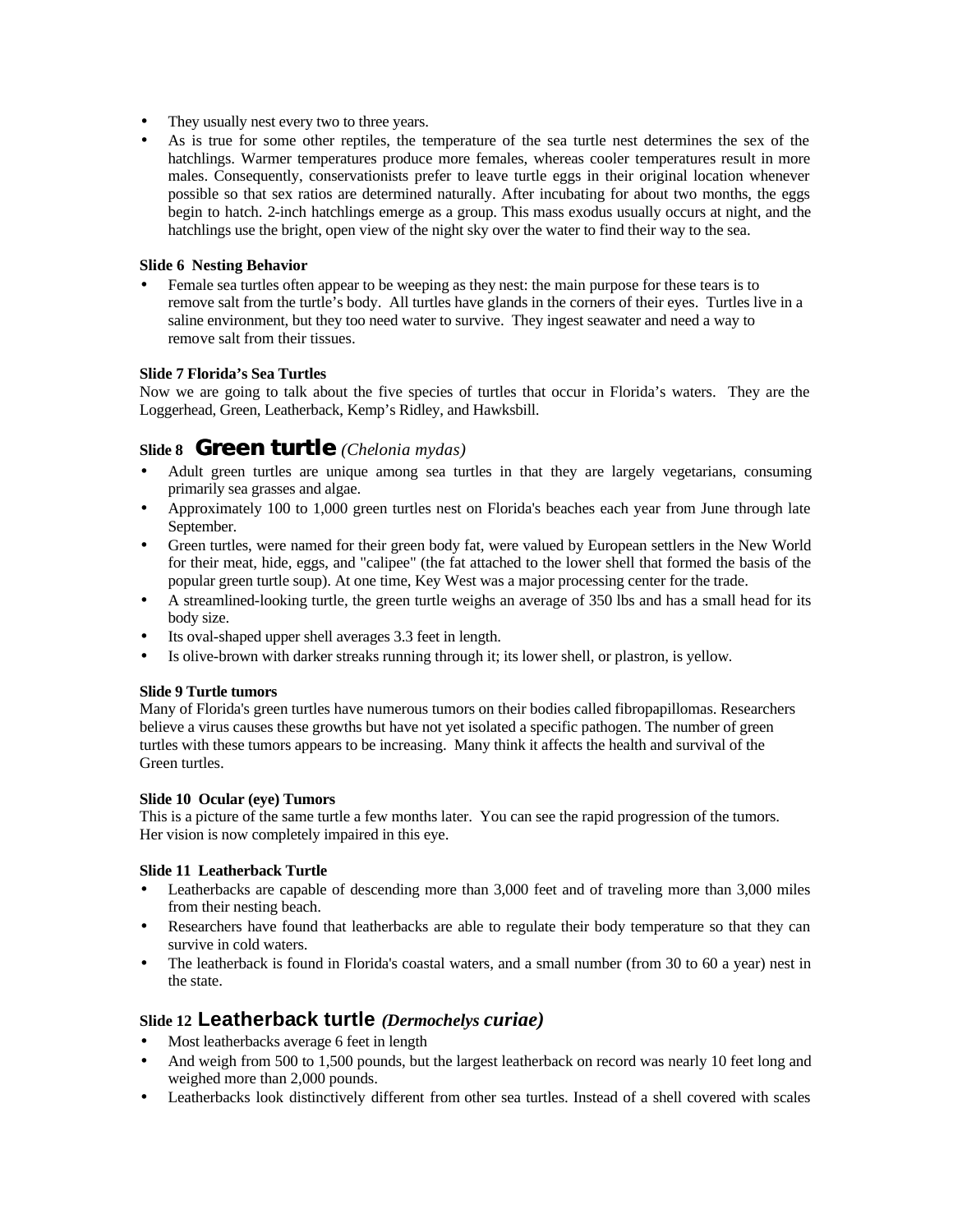- They usually nest every two to three years.
- As is true for some other reptiles, the temperature of the sea turtle nest determines the sex of the hatchlings. Warmer temperatures produce more females, whereas cooler temperatures result in more males. Consequently, conservationists prefer to leave turtle eggs in their original location whenever possible so that sex ratios are determined naturally. After incubating for about two months, the eggs begin to hatch. 2-inch hatchlings emerge as a group. This mass exodus usually occurs at night, and the hatchlings use the bright, open view of the night sky over the water to find their way to the sea.

**Slide 6 Nesting Behavior**

- Female sea turtles often appear to be weeping as they nest: the main purpose for these tears is to remove salt from the turtle's body. All turtles have glands in the corners of their eyes. Turtles live in a saline environment, but they too need water to survive. They ingest seawater and need a way to remove salt from their tissues.

**Slide 7 Florida's Sea Turtles**

Now we are going to talk about the five species of turtles that occur in Florida's waters. They are the Loggerhead, Green, Leatherback, Kemp's Ridley, and Hawksbill.

### Slide 8 Green turtle *(Chelonia mydas)*

- Adult green turtles are unique among sea turtles in that they are largely vegetarians, consuming primarily sea grasses and algae.
- Approximately 100 to 1,000 green turtles nest on Florida's beaches each year from June through late September.
- Green turtles, were named for their green body fat, were valued by European settlers in the New World for their meat, hide, eggs, and "calipee" (the fat attached to the lower shell that formed the basis of the popular green turtle soup). At one time, Key West was a major processing center for the trade.
- A streamlined-looking turtle, the green turtle weighs an average of 350 lbs and has a small head for its body size.
- Its oval-shaped upper shell averages 3.3 feet in length.
- Is olive-brown with darker streaks running through it; its lower shell, or plastron, is yellow.

**Slide 9 Turtle tumors**

Many of Florida's green turtles have numerous tumors on their bodies called fibropapillomas. Researchers believe a virus causes these growths but have not yet isolated a specific pathogen. The number of green turtles with these tumors appears to be increasing. Many think it affects the health and survival of the Green turtles.

**Slide 10 Ocular (eye) Tumors**

This is a picture of the same turtle a few months later. You can see the rapid progression of the tumors. Her vision is now completely impaired in this eye.

**Slide 11 Leatherback Turtle**

- Leatherbacks are capable of descending more than 3,000 feet and of traveling more than 3,000 miles from their nesting beach.
- Researchers have found that leatherbacks are able to regulate their body temperature so that they can survive in cold waters.
- The leatherback is found in Florida's coastal waters, and a small number (from 30 to 60 a year) nest in the state.

### Slide 12 Leatherback turtle *(Dermochelys curiae)*

- Most leatherbacks average 6 feet in length
- And weigh from 500 to 1,500 pounds, but the largest leatherback on record was nearly 10 feet long and weighed more than 2,000 pounds.
- Leatherbacks look distinctively different from other sea turtles. Instead of a shell covered with scales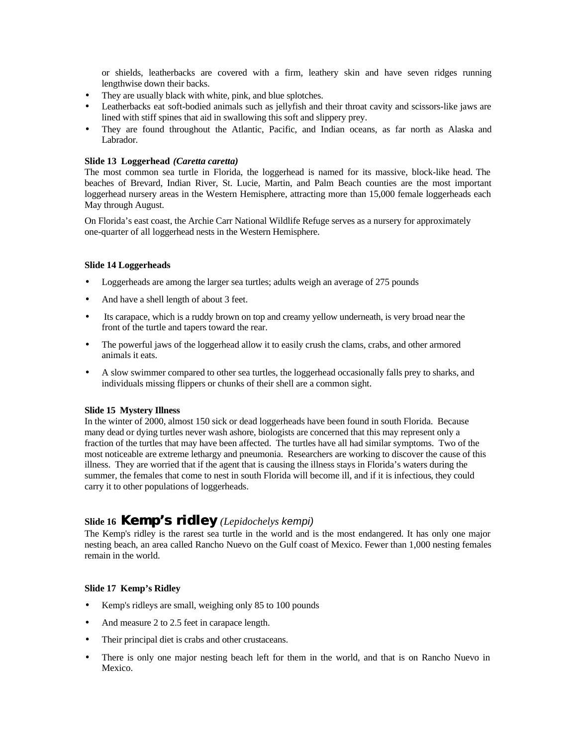or shields, leatherbacks are covered with a firm, leathery skin and have seven ridges running lengthwise down their backs.

- They are usually black with white, pink, and blue splotches.
- Leatherbacks eat soft-bodied animals such as jellyfish and their throat cavity and scissors-like jaws are lined with stiff spines that aid in swallowing this soft and slippery prey.
- They are found throughout the Atlantic, Pacific, and Indian oceans, as far north as Alaska and Labrador.

**Slide 13 Loggerhead *(Caretta caretta)***

The most common sea turtle in Florida, the loggerhead is named for its massive, block-like head. The beaches of Brevard, Indian River, St. Lucie, Martin, and Palm Beach counties are the most important loggerhead nursery areas in the Western Hemisphere, attracting more than 15,000 female loggerheads each May through August.

On Florida's east coast, the Archie Carr National Wildlife Refuge serves as a nursery for approximately one-quarter of all loggerhead nests in the Western Hemisphere.

**Slide 14 Loggerheads**

- Loggerheads are among the larger sea turtles; adults weigh an average of 275 pounds
- And have a shell length of about 3 feet.
- Its carapace, which is a ruddy brown on top and creamy yellow underneath, is very broad near the front of the turtle and tapers toward the rear.
- The powerful jaws of the loggerhead allow it to easily crush the clams, crabs, and other armored animals it eats.
- A slow swimmer compared to other sea turtles, the loggerhead occasionally falls prey to sharks, and individuals missing flippers or chunks of their shell are a common sight.

**Slide 15 Mystery Illness**

In the winter of 2000, almost 150 sick or dead loggerheads have been found in south Florida. Because many dead or dying turtles never wash ashore, biologists are concerned that this may represent only a fraction of the turtles that may have been affected. The turtles have all had similar symptoms. Two of the most noticeable are extreme lethargy and pneumonia. Researchers are working to discover the cause of this illness. They are worried that if the agent that is causing the illness stays in Florida's waters during the summer, the females that come to nest in south Florida will become ill, and if it is infectious, they could carry it to other populations of loggerheads.

**Slide 16 Kemp's ridley** *(Lepidochelys kempi)*

The Kemp's ridley is the rarest sea turtle in the world and is the most endangered. It has only one major nesting beach, an area called Rancho Nuevo on the Gulf coast of Mexico. Fewer than 1,000 nesting females remain in the world.

**Slide 17 Kemp's Ridley**

- Kemp's ridleys are small, weighing only 85 to 100 pounds
- And measure 2 to 2.5 feet in carapace length.
- Their principal diet is crabs and other crustaceans.
- There is only one major nesting beach left for them in the world, and that is on Rancho Nuevo in Mexico.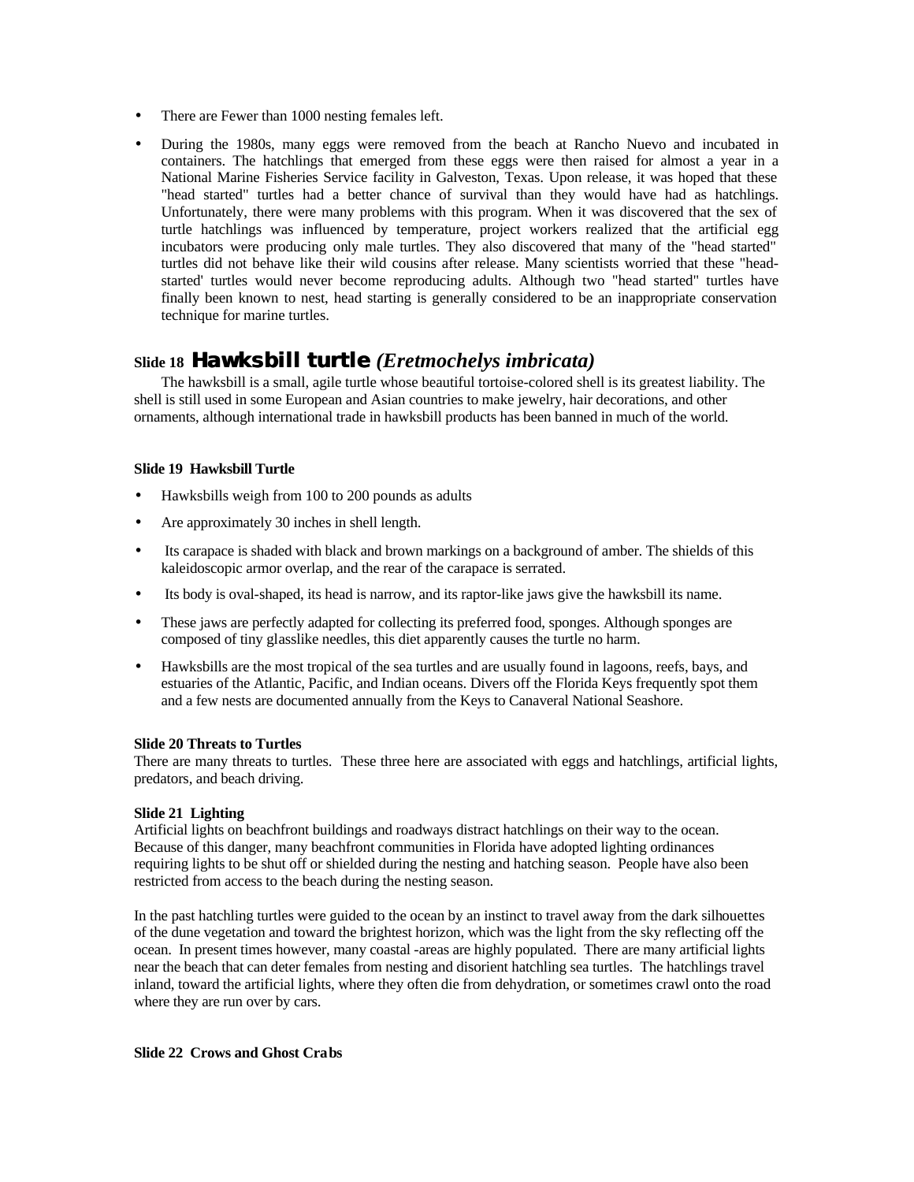- There are Fewer than 1000 nesting females left.
- During the 1980s, many eggs were removed from the beach at Rancho Nuevo and incubated in containers. The hatchlings that emerged from these eggs were then raised for almost a year in a National Marine Fisheries Service facility in Galveston, Texas. Upon release, it was hoped that these "head started" turtles had a better chance of survival than they would have had as hatchlings. Unfortunately, there were many problems with this program. When it was discovered that the sex of turtle hatchlings was influenced by temperature, project workers realized that the artificial egg incubators were producing only male turtles. They also discovered that many of the "head started" turtles did not behave like their wild cousins after release. Many scientists worried that these "head-started' turtles would never become reproducing adults. Although two "head started" turtles have finally been known to nest, head starting is generally considered to be an inappropriate conservation technique for marine turtles.

### Slide 18 **Hawksbill turtle** *(Eretmochelys imbricata)*

The hawksbill is a small, agile turtle whose beautiful tortoise-colored shell is its greatest liability. The shell is still used in some European and Asian countries to make jewelry, hair decorations, and other ornaments, although international trade in hawksbill products has been banned in much of the world.

**Slide 19 Hawksbill Turtle**

- Hawksbills weigh from 100 to 200 pounds as adults
- Are approximately 30 inches in shell length.
- Its carapace is shaded with black and brown markings on a background of amber. The shields of this kaleidoscopic armor overlap, and the rear of the carapace is serrated.
- Its body is oval-shaped, its head is narrow, and its raptor-like jaws give the hawksbill its name.
- These jaws are perfectly adapted for collecting its preferred food, sponges. Although sponges are composed of tiny glasslike needles, this diet apparently causes the turtle no harm.
- Hawksbills are the most tropical of the sea turtles and are usually found in lagoons, reefs, bays, and estuaries of the Atlantic, Pacific, and Indian oceans. Divers off the Florida Keys frequently spot them and a few nests are documented annually from the Keys to Canaveral National Seashore.

**Slide 20 Threats to Turtles**

There are many threats to turtles. These three here are associated with eggs and hatchlings, artificial lights, predators, and beach driving.

**Slide 21 Lighting**

Artificial lights on beachfront buildings and roadways distract hatchlings on their way to the ocean. Because of this danger, many beachfront communities in Florida have adopted lighting ordinances requiring lights to be shut off or shielded during the nesting and hatching season. People have also been restricted from access to the beach during the nesting season.

In the past hatchling turtles were guided to the ocean by an instinct to travel away from the dark silhouettes of the dune vegetation and toward the brightest horizon, which was the light from the sky reflecting off the ocean. In present times however, many coastal -areas are highly populated. There are many artificial lights near the beach that can deter females from nesting and disorient hatchling sea turtles. The hatchlings travel inland, toward the artificial lights, where they often die from dehydration, or sometimes crawl onto the road where they are run over by cars.

**Slide 22 Crows and Ghost Crabs**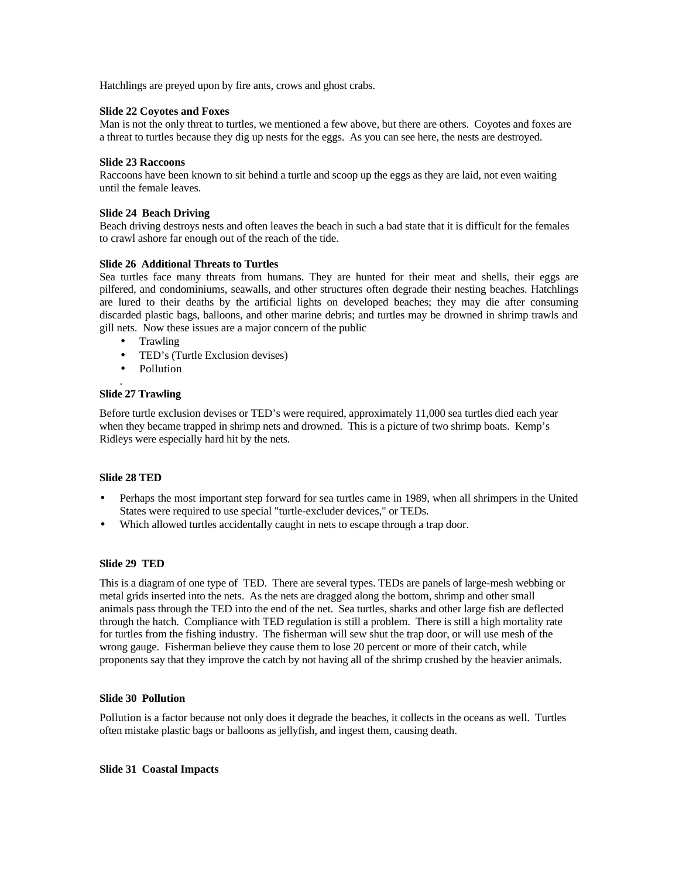Hatchlings are preyed upon by fire ants, crows and ghost crabs.

**Slide 22 Coyotes and Foxes**

Man is not the only threat to turtles, we mentioned a few above, but there are others. Coyotes and foxes are a threat to turtles because they dig up nests for the eggs. As you can see here, the nests are destroyed.

**Slide 23 Raccoons**

Raccoons have been known to sit behind a turtle and scoop up the eggs as they are laid, not even waiting until the female leaves.

**Slide 24 Beach Driving**

Beach driving destroys nests and often leaves the beach in such a bad state that it is difficult for the females to crawl ashore far enough out of the reach of the tide.

**Slide 26 Additional Threats to Turtles**

Sea turtles face many threats from humans. They are hunted for their meat and shells, their eggs are pilfered, and condominiums, seawalls, and other structures often degrade their nesting beaches. Hatchlings are lured to their deaths by the artificial lights on developed beaches; they may die after consuming discarded plastic bags, balloons, and other marine debris; and turtles may be drowned in shrimp trawls and gill nets. Now these issues are a major concern of the public

- Trawling
- TED's (Turtle Exclusion devises)
- Pollution

.

**Slide 27 Trawling**

Before turtle exclusion devises or TED's were required, approximately 11,000 sea turtles died each year when they became trapped in shrimp nets and drowned. This is a picture of two shrimp boats. Kemp's Ridleys were especially hard hit by the nets.

**Slide 28 TED**

- Perhaps the most important step forward for sea turtles came in 1989, when all shrimpers in the United States were required to use special "turtle-excluder devices," or TEDs.
- Which allowed turtles accidentally caught in nets to escape through a trap door.

**Slide 29 TED**

This is a diagram of one type of TED. There are several types. TEDs are panels of large-mesh webbing or metal grids inserted into the nets. As the nets are dragged along the bottom, shrimp and other small animals pass through the TED into the end of the net. Sea turtles, sharks and other large fish are deflected through the hatch. Compliance with TED regulation is still a problem. There is still a high mortality rate for turtles from the fishing industry. The fisherman will sew shut the trap door, or will use mesh of the wrong gauge. Fisherman believe they cause them to lose 20 percent or more of their catch, while proponents say that they improve the catch by not having all of the shrimp crushed by the heavier animals.

**Slide 30 Pollution**

Pollution is a factor because not only does it degrade the beaches, it collects in the oceans as well. Turtles often mistake plastic bags or balloons as jellyfish, and ingest them, causing death.

**Slide 31 Coastal Impacts**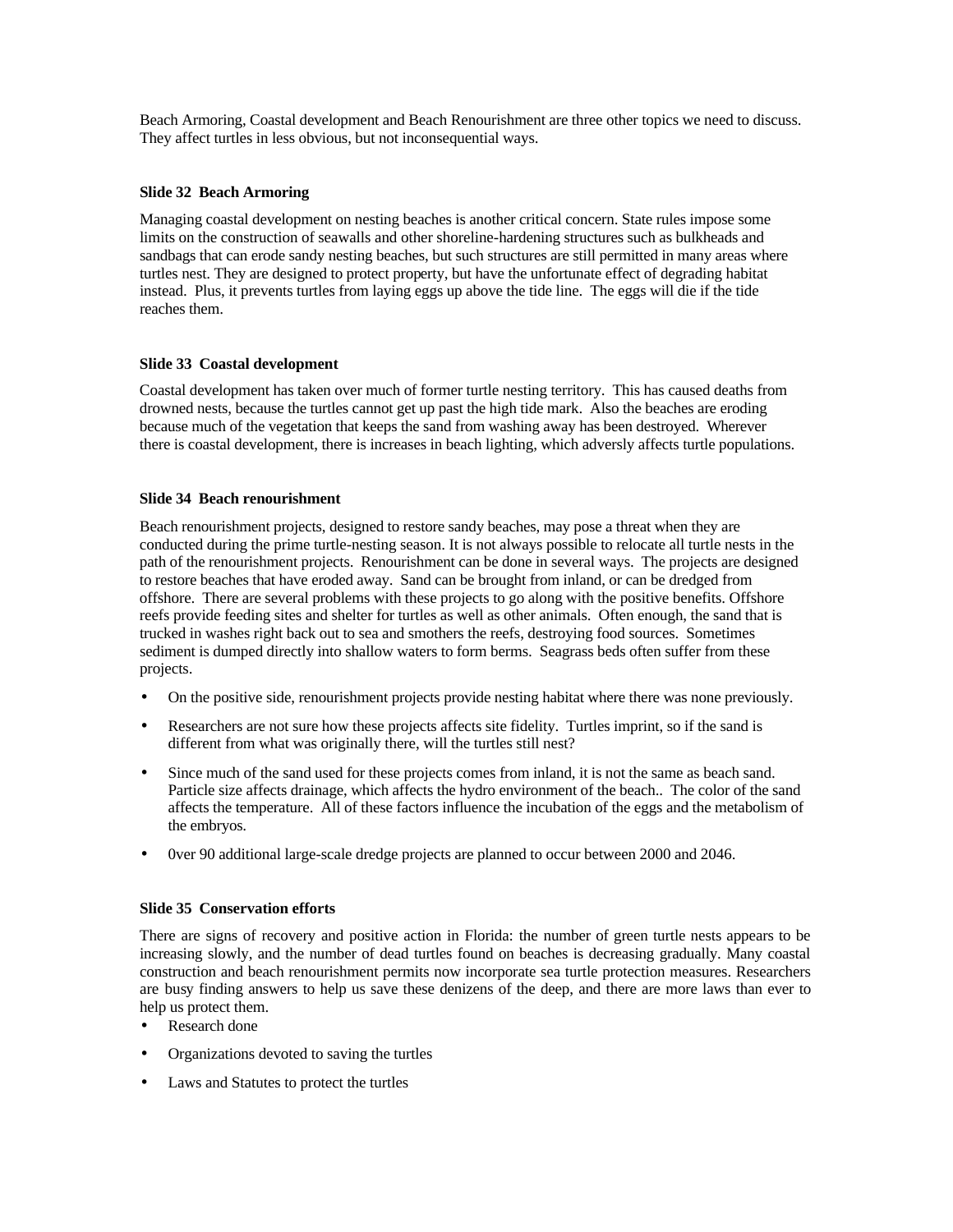Beach Armoring, Coastal development and Beach Renourishment are three other topics we need to discuss. They affect turtles in less obvious, but not inconsequential ways.

**Slide 32  Beach Armoring**

Managing coastal development on nesting beaches is another critical concern. State rules impose some limits on the construction of seawalls and other shoreline-hardening structures such as bulkheads and sandbags that can erode sandy nesting beaches, but such structures are still permitted in many areas where turtles nest. They are designed to protect property, but have the unfortunate effect of degrading habitat instead.  Plus, it prevents turtles from laying eggs up above the tide line.  The eggs will die if the tide reaches them.

**Slide 33  Coastal development**

Coastal development has taken over much of former turtle nesting territory.  This has caused deaths from drowned nests, because the turtles cannot get up past the high tide mark.  Also the beaches are eroding because much of the vegetation that keeps the sand from washing away has been destroyed.  Wherever there is coastal development, there is increases in beach lighting, which adversly affects turtle populations.

**Slide 34  Beach renourishment**

Beach renourishment projects, designed to restore sandy beaches, may pose a threat when they are conducted during the prime turtle-nesting season. It is not always possible to relocate all turtle nests in the path of the renourishment projects.  Renourishment can be done in several ways.  The projects are designed to restore beaches that have eroded away.  Sand can be brought from inland, or can be dredged from offshore.  There are several problems with these projects to go along with the positive benefits. Offshore reefs provide feeding sites and shelter for turtles as well as other animals.  Often enough, the sand that is trucked in washes right back out to sea and smothers the reefs, destroying food sources.  Sometimes sediment is dumped directly into shallow waters to form berms.  Seagrass beds often suffer from these projects.

- On the positive side, renourishment projects provide nesting habitat where there was none previously.
- Researchers are not sure how these projects affects site fidelity.  Turtles imprint, so if the sand is different from what was originally there, will the turtles still nest?
- Since much of the sand used for these projects comes from inland, it is not the same as beach sand. Particle size affects drainage, which affects the hydro environment of the beach..  The color of the sand affects the temperature.  All of these factors influence the incubation of the eggs and the metabolism of the embryos.
- 0ver 90 additional large-scale dredge projects are planned to occur between 2000 and 2046.

**Slide 35  Conservation efforts**

There are signs of recovery and positive action in Florida: the number of green turtle nests appears to be increasing slowly, and the number of dead turtles found on beaches is decreasing gradually. Many coastal construction and beach renourishment permits now incorporate sea turtle protection measures. Researchers are busy finding answers to help us save these denizens of the deep, and there are more laws than ever to help us protect them.

- Research done
- Organizations devoted to saving the turtles
- Laws and Statutes to protect the turtles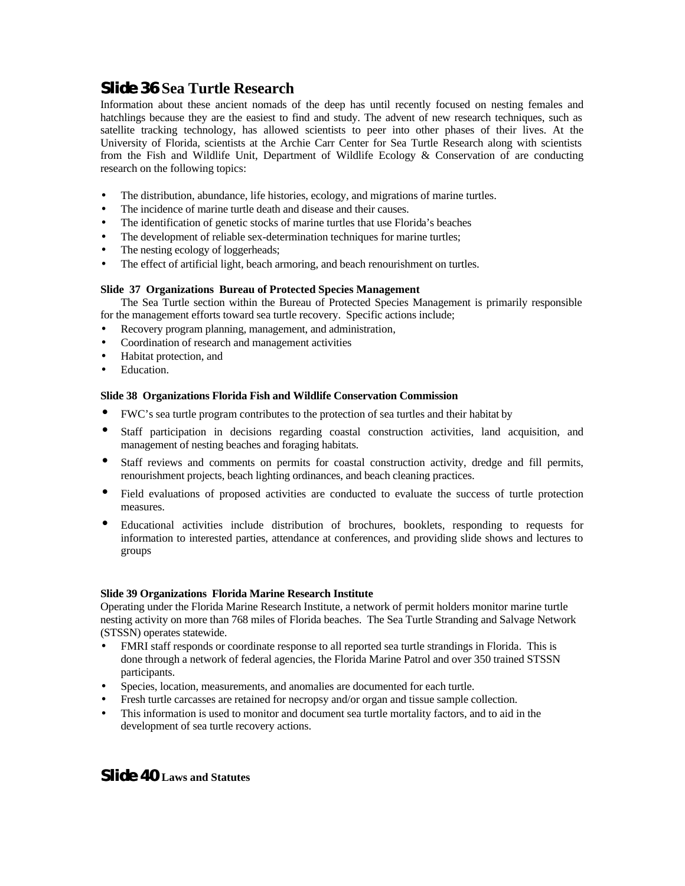## Slide 36 Sea Turtle Research

Information about these ancient nomads of the deep has until recently focused on nesting females and hatchlings because they are the easiest to find and study. The advent of new research techniques, such as satellite tracking technology, has allowed scientists to peer into other phases of their lives. At the University of Florida, scientists at the Archie Carr Center for Sea Turtle Research along with scientists from the Fish and Wildlife Unit, Department of Wildlife Ecology & Conservation of are conducting research on the following topics:

- The distribution, abundance, life histories, ecology, and migrations of marine turtles.
- The incidence of marine turtle death and disease and their causes.
- The identification of genetic stocks of marine turtles that use Florida's beaches
- The development of reliable sex-determination techniques for marine turtles;
- The nesting ecology of loggerheads;
- The effect of artificial light, beach armoring, and beach renourishment on turtles.

**Slide 37 Organizations Bureau of Protected Species Management**

The Sea Turtle section within the Bureau of Protected Species Management is primarily responsible for the management efforts toward sea turtle recovery. Specific actions include;

- Recovery program planning, management, and administration,
- Coordination of research and management activities
- Habitat protection, and
- Education.

**Slide 38 Organizations Florida Fish and Wildlife Conservation Commission**

- FWC's sea turtle program contributes to the protection of sea turtles and their habitat by
- Staff participation in decisions regarding coastal construction activities, land acquisition, and management of nesting beaches and foraging habitats.
- Staff reviews and comments on permits for coastal construction activity, dredge and fill permits, renourishment projects, beach lighting ordinances, and beach cleaning practices.
- Field evaluations of proposed activities are conducted to evaluate the success of turtle protection measures.
- Educational activities include distribution of brochures, booklets, responding to requests for information to interested parties, attendance at conferences, and providing slide shows and lectures to groups

**Slide 39 Organizations Florida Marine Research Institute**

Operating under the Florida Marine Research Institute, a network of permit holders monitor marine turtle nesting activity on more than 768 miles of Florida beaches. The Sea Turtle Stranding and Salvage Network (STSSN) operates statewide.

- FMRI staff responds or coordinate response to all reported sea turtle strandings in Florida. This is done through a network of federal agencies, the Florida Marine Patrol and over 350 trained STSSN participants.
- Species, location, measurements, and anomalies are documented for each turtle.
- Fresh turtle carcasses are retained for necropsy and/or organ and tissue sample collection.
- This information is used to monitor and document sea turtle mortality factors, and to aid in the development of sea turtle recovery actions.

## Slide 40 Laws and Statutes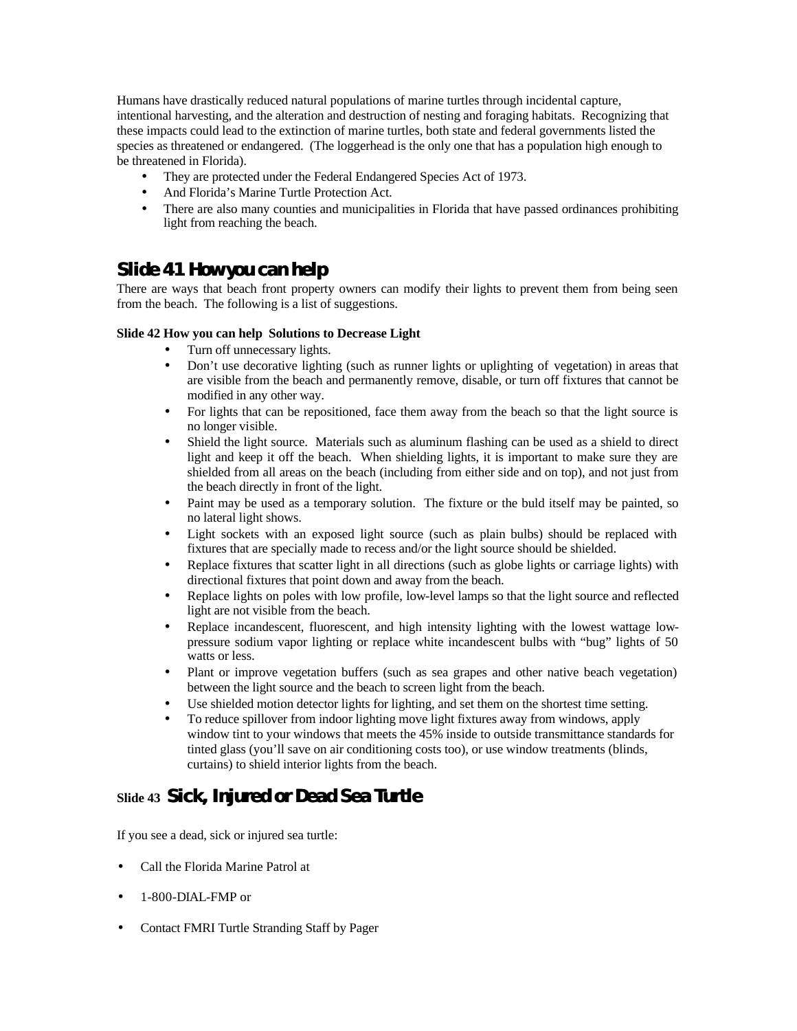Humans have drastically reduced natural populations of marine turtles through incidental capture, intentional harvesting, and the alteration and destruction of nesting and foraging habitats. Recognizing that these impacts could lead to the extinction of marine turtles, both state and federal governments listed the species as threatened or endangered. (The loggerhead is the only one that has a population high enough to be threatened in Florida).

- They are protected under the Federal Endangered Species Act of 1973.
- And Florida's Marine Turtle Protection Act.
- There are also many counties and municipalities in Florida that have passed ordinances prohibiting light from reaching the beach.

## Slide 41 How you can help

There are ways that beach front property owners can modify their lights to prevent them from being seen from the beach. The following is a list of suggestions.

**Slide 42 How you can help Solutions to Decrease Light**

- Turn off unnecessary lights.
- Don't use decorative lighting (such as runner lights or uplighting of vegetation) in areas that are visible from the beach and permanently remove, disable, or turn off fixtures that cannot be modified in any other way.
- For lights that can be repositioned, face them away from the beach so that the light source is no longer visible.
- Shield the light source. Materials such as aluminum flashing can be used as a shield to direct light and keep it off the beach. When shielding lights, it is important to make sure they are shielded from all areas on the beach (including from either side and on top), and not just from the beach directly in front of the light.
- Paint may be used as a temporary solution. The fixture or the buld itself may be painted, so no lateral light shows.
- Light sockets with an exposed light source (such as plain bulbs) should be replaced with fixtures that are specially made to recess and/or the light source should be shielded.
- Replace fixtures that scatter light in all directions (such as globe lights or carriage lights) with directional fixtures that point down and away from the beach.
- Replace lights on poles with low profile, low-level lamps so that the light source and reflected light are not visible from the beach.
- Replace incandescent, fluorescent, and high intensity lighting with the lowest wattage low-pressure sodium vapor lighting or replace white incandescent bulbs with "bug" lights of 50 watts or less.
- Plant or improve vegetation buffers (such as sea grapes and other native beach vegetation) between the light source and the beach to screen light from the beach.
- Use shielded motion detector lights for lighting, and set them on the shortest time setting.
- To reduce spillover from indoor lighting move light fixtures away from windows, apply window tint to your windows that meets the 45% inside to outside transmittance standards for tinted glass (you'll save on air conditioning costs too), or use window treatments (blinds, curtains) to shield interior lights from the beach.

## Slide 43 Sick, Injured or Dead Sea Turtle

If you see a dead, sick or injured sea turtle:

- Call the Florida Marine Patrol at
- 1-800-DIAL-FMP or
- Contact FMRI Turtle Stranding Staff by Pager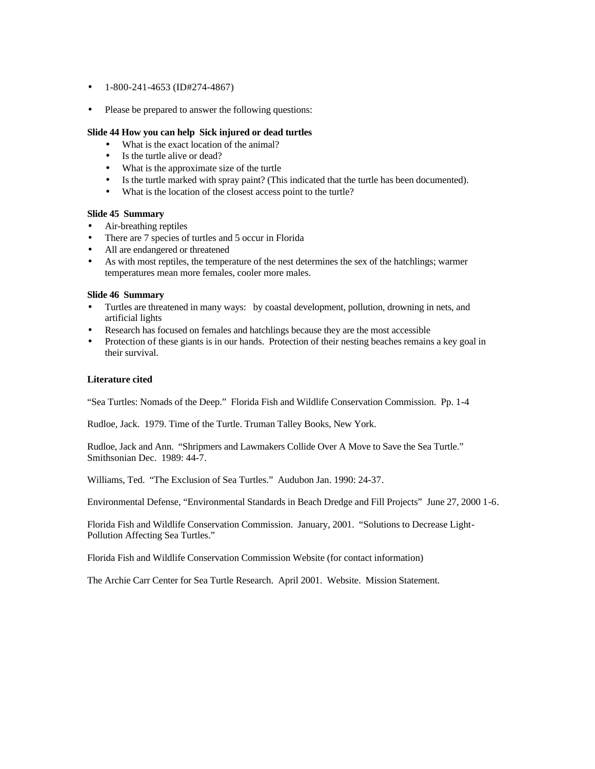- 1-800-241-4653 (ID#274-4867)

- Please be prepared to answer the following questions:

**Slide 44 How you can help Sick injured or dead turtles**

- What is the exact location of the animal?
- Is the turtle alive or dead?
- What is the approximate size of the turtle
- Is the turtle marked with spray paint? (This indicated that the turtle has been documented).
- What is the location of the closest access point to the turtle?

**Slide 45 Summary**

- Air-breathing reptiles
- There are 7 species of turtles and 5 occur in Florida
- All are endangered or threatened
- As with most reptiles, the temperature of the nest determines the sex of the hatchlings; warmer temperatures mean more females, cooler more males.

**Slide 46 Summary**

- Turtles are threatened in many ways: by coastal development, pollution, drowning in nets, and artificial lights
- Research has focused on females and hatchlings because they are the most accessible
- Protection of these giants is in our hands. Protection of their nesting beaches remains a key goal in their survival.

**Literature cited**

"Sea Turtles: Nomads of the Deep." Florida Fish and Wildlife Conservation Commission. Pp. 1-4

Rudloe, Jack. 1979. Time of the Turtle. Truman Talley Books, New York.

Rudloe, Jack and Ann. "Shripmers and Lawmakers Collide Over A Move to Save the Sea Turtle." Smithsonian Dec. 1989: 44-7.

Williams, Ted. "The Exclusion of Sea Turtles." Audubon Jan. 1990: 24-37.

Environmental Defense, "Environmental Standards in Beach Dredge and Fill Projects" June 27, 2000 1-6.

Florida Fish and Wildlife Conservation Commission. January, 2001. "Solutions to Decrease Light-Pollution Affecting Sea Turtles."

Florida Fish and Wildlife Conservation Commission Website (for contact information)

The Archie Carr Center for Sea Turtle Research. April 2001. Website. Mission Statement.